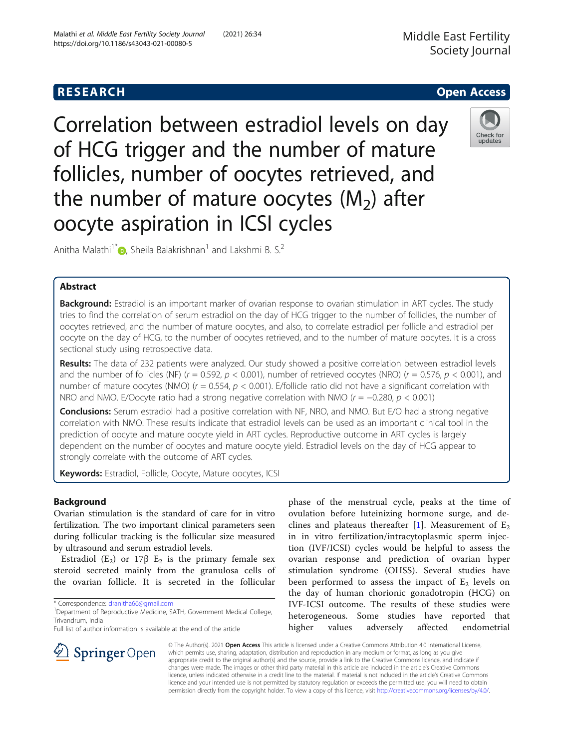RESEARCH

Open Access

# Correlation between estradiol levels on day of HCG trigger and the number of mature follicles, number of oocytes retrieved, and the number of mature oocytes ($M_2$) after oocyte aspiration in ICSI cycles

Anitha Malathi[1*], Sheila Balakrishnan[1] and Lakshmi B. S.[2]

## Abstract

**Background:** Estradiol is an important marker of ovarian response to ovarian stimulation in ART cycles. The study tries to find the correlation of serum estradiol on the day of HCG trigger to the number of follicles, the number of oocytes retrieved, and the number of mature oocytes, and also, to correlate estradiol per follicle and estradiol per oocyte on the day of HCG, to the number of oocytes retrieved, and to the number of mature oocytes. It is a cross sectional study using retrospective data.

**Results:** The data of 232 patients were analyzed. Our study showed a positive correlation between estradiol levels and the number of follicles (NF) ($r = 0.592$, $p < 0.001$), number of retrieved oocytes (NRO) ($r = 0.576$, $p < 0.001$), and number of mature oocytes (NMO) ($r = 0.554$, $p < 0.001$). E/follicle ratio did not have a significant correlation with NRO and NMO. E/Oocyte ratio had a strong negative correlation with NMO ($r = -0.280$, $p < 0.001$)

**Conclusions:** Serum estradiol had a positive correlation with NF, NRO, and NMO. But E/O had a strong negative correlation with NMO. These results indicate that estradiol levels can be used as an important clinical tool in the prediction of oocyte and mature oocyte yield in ART cycles. Reproductive outcome in ART cycles is largely dependent on the number of oocytes and mature oocyte yield. Estradiol levels on the day of HCG appear to strongly correlate with the outcome of ART cycles.

**Keywords:** Estradiol, Follicle, Oocyte, Mature oocytes, ICSI

## Background

Ovarian stimulation is the standard of care for in vitro fertilization. The two important clinical parameters seen during follicular tracking is the follicular size measured by ultrasound and serum estradiol levels.

Estradiol ($E_2$) or 17β $E_2$ is the primary female sex steroid secreted mainly from the granulosa cells of the ovarian follicle. It is secreted in the follicular phase of the menstrual cycle, peaks at the time of ovulation before luteinizing hormone surge, and declines and plateaus thereafter [1]. Measurement of $E_2$ in in vitro fertilization/intracytoplasmic sperm injection (IVF/ICSI) cycles would be helpful to assess the ovarian response and prediction of ovarian hyper stimulation syndrome (OHSS). Several studies have been performed to assess the impact of $E_2$ levels on the day of human chorionic gonadotropin (HCG) on IVF-ICSI outcome. The results of these studies were heterogeneous. Some studies have reported that higher values adversely affected endometrial

\* Correspondence: dranitha66@gmail.com
[1]Department of Reproductive Medicine, SATH, Government Medical College, Trivandrum, India
Full list of author information is available at the end of the article

© The Author(s). 2021 **Open Access** This article is licensed under a Creative Commons Attribution 4.0 International License, which permits use, sharing, adaptation, distribution and reproduction in any medium or format, as long as you give appropriate credit to the original author(s) and the source, provide a link to the Creative Commons licence, and indicate if changes were made. The images or other third party material in this article are included in the article's Creative Commons licence, unless indicated otherwise in a credit line to the material. If material is not included in the article's Creative Commons licence and your intended use is not permitted by statutory regulation or exceeds the permitted use, you will need to obtain permission directly from the copyright holder. To view a copy of this licence, visit http://creativecommons.org/licenses/by/4.0/.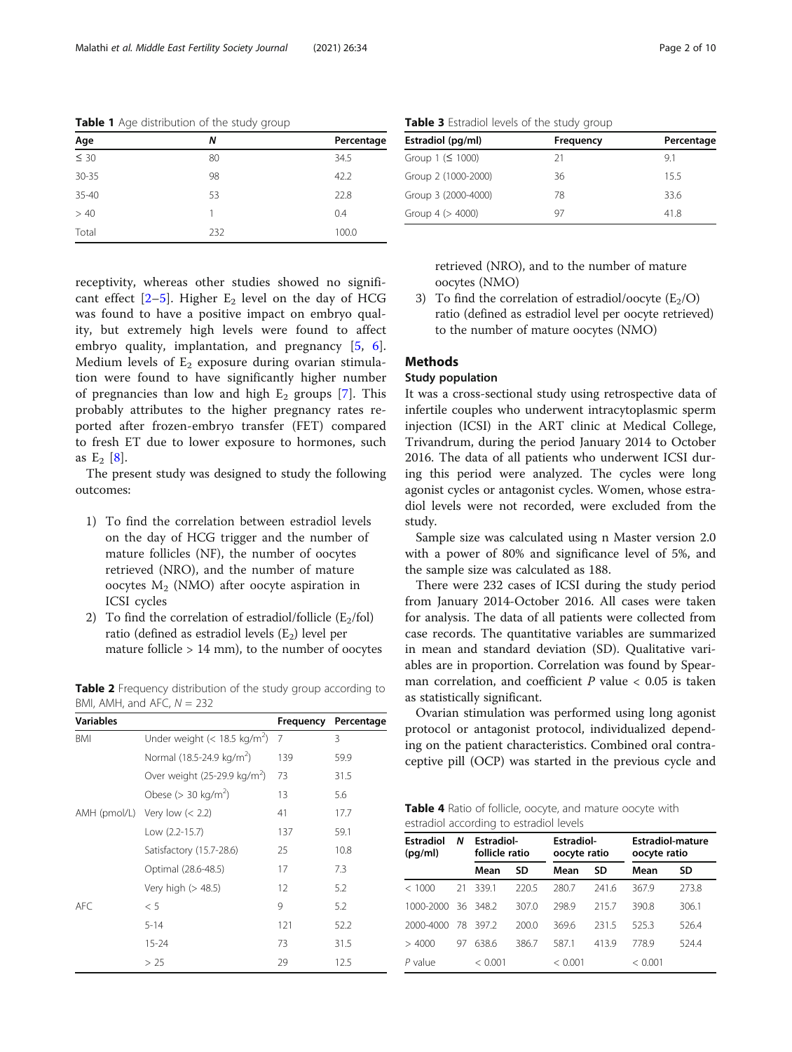**Table 1** Age distribution of the study group

| Age | N | Percentage |
|---|---|---|
| ≤ 30 | 80 | 34.5 |
| 30-35 | 98 | 42.2 |
| 35-40 | 53 | 22.8 |
| > 40 | 1 | 0.4 |
| Total | 232 | 100.0 |

receptivity, whereas other studies showed no significant effect [2–5]. Higher $E_2$ level on the day of HCG was found to have a positive impact on embryo quality, but extremely high levels were found to affect embryo quality, implantation, and pregnancy [5, 6]. Medium levels of $E_2$ exposure during ovarian stimulation were found to have significantly higher number of pregnancies than low and high $E_2$ groups [7]. This probably attributes to the higher pregnancy rates reported after frozen-embryo transfer (FET) compared to fresh ET due to lower exposure to hormones, such as $E_2$ [8].

The present study was designed to study the following outcomes:

1) To find the correlation between estradiol levels on the day of HCG trigger and the number of mature follicles (NF), the number of oocytes retrieved (NRO), and the number of mature oocytes $M_2$ (NMO) after oocyte aspiration in ICSI cycles
2) To find the correlation of estradiol/follicle ($E_2$/fol) ratio (defined as estradiol levels ($E_2$) level per mature follicle > 14 mm), to the number of oocytes retrieved (NRO), and to the number of mature oocytes (NMO)
3) To find the correlation of estradiol/oocyte ($E_2$/O) ratio (defined as estradiol level per oocyte retrieved) to the number of mature oocytes (NMO)

**Table 2** Frequency distribution of the study group according to BMI, AMH, and AFC, $N = 232$

| Variables | | Frequency | Percentage |
|---|---|---|---|
| BMI | Under weight (< 18.5 kg/m$^2$) | 7 | 3 |
| | Normal (18.5-24.9 kg/m$^2$) | 139 | 59.9 |
| | Over weight (25-29.9 kg/m$^2$) | 73 | 31.5 |
| | Obese (> 30 kg/m$^2$) | 13 | 5.6 |
| AMH (pmol/L) | Very low (< 2.2) | 41 | 17.7 |
| | Low (2.2-15.7) | 137 | 59.1 |
| | Satisfactory (15.7-28.6) | 25 | 10.8 |
| | Optimal (28.6-48.5) | 17 | 7.3 |
| | Very high (> 48.5) | 12 | 5.2 |
| AFC | < 5 | 9 | 5.2 |
| | 5-14 | 121 | 52.2 |
| | 15-24 | 73 | 31.5 |
| | > 25 | 29 | 12.5 |

**Table 3** Estradiol levels of the study group

| Estradiol (pg/ml) | Frequency | Percentage |
|---|---|---|
| Group 1 (≤ 1000) | 21 | 9.1 |
| Group 2 (1000-2000) | 36 | 15.5 |
| Group 3 (2000-4000) | 78 | 33.6 |
| Group 4 (> 4000) | 97 | 41.8 |

## Methods

### Study population

It was a cross-sectional study using retrospective data of infertile couples who underwent intracytoplasmic sperm injection (ICSI) in the ART clinic at Medical College, Trivandrum, during the period January 2014 to October 2016. The data of all patients who underwent ICSI during this period were analyzed. The cycles were long agonist cycles or antagonist cycles. Women, whose estradiol levels were not recorded, were excluded from the study.

Sample size was calculated using n Master version 2.0 with a power of 80% and significance level of 5%, and the sample size was calculated as 188.

There were 232 cases of ICSI during the study period from January 2014-October 2016. All cases were taken for analysis. The data of all patients were collected from case records. The quantitative variables are summarized in mean and standard deviation (SD). Qualitative variables are in proportion. Correlation was found by Spearman correlation, and coefficient $P$ value < 0.05 is taken as statistically significant.

Ovarian stimulation was performed using long agonist protocol or antagonist protocol, individualized depending on the patient characteristics. Combined oral contraceptive pill (OCP) was started in the previous cycle and

**Table 4** Ratio of follicle, oocyte, and mature oocyte with estradiol according to estradiol levels

| Estradiol (pg/ml) | N | Estradiol-follicle ratio | | Estradiol-oocyte ratio | | Estradiol-mature oocyte ratio | |
|---|---|---|---|---|---|---|---|
| | | Mean | SD | Mean | SD | Mean | SD |
| < 1000 | 21 | 339.1 | 220.5 | 280.7 | 241.6 | 367.9 | 273.8 |
| 1000-2000 | 36 | 348.2 | 307.0 | 298.9 | 215.7 | 390.8 | 306.1 |
| 2000-4000 | 78 | 397.2 | 200.0 | 369.6 | 231.5 | 525.3 | 526.4 |
| > 4000 | 97 | 638.6 | 386.7 | 587.1 | 413.9 | 778.9 | 524.4 |
| $P$ value | | < 0.001 | | < 0.001 | | < 0.001 | |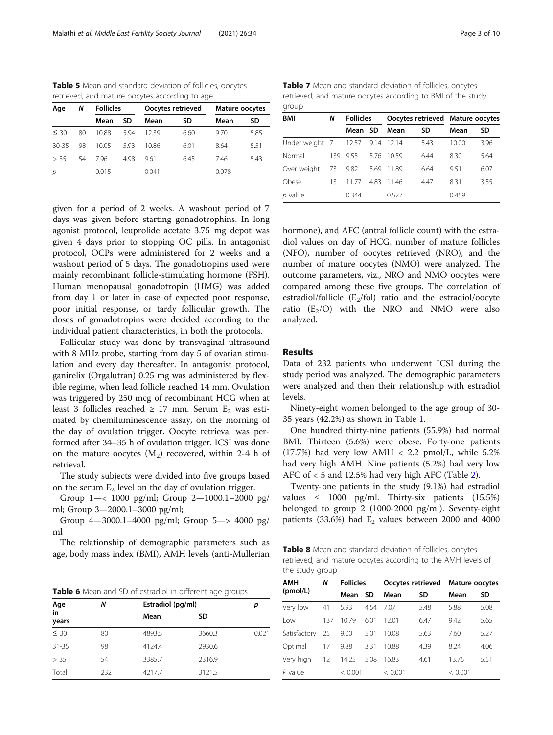**Table 5** Mean and standard deviation of follicles, oocytes retrieved, and mature oocytes according to age

| Age | N | Follicles | | Oocytes retrieved | | Mature oocytes | |
|---|---|---|---|---|---|---|---|
| | | Mean | SD | Mean | SD | Mean | SD |
| ≤ 30 | 80 | 10.88 | 5.94 | 12.39 | 6.60 | 9.70 | 5.85 |
| 30-35 | 98 | 10.05 | 5.93 | 10.86 | 6.01 | 8.64 | 5.51 |
| > 35 | 54 | 7.96 | 4.98 | 9.61 | 6.45 | 7.46 | 5.43 |
| *p* | | 0.015 | | 0.041 | | 0.078 | |

given for a period of 2 weeks. A washout period of 7 days was given before starting gonadotrophins. In long agonist protocol, leuprolide acetate 3.75 mg depot was given 4 days prior to stopping OC pills. In antagonist protocol, OCPs were administered for 2 weeks and a washout period of 5 days. The gonadotropins used were mainly recombinant follicle-stimulating hormone (FSH). Human menopausal gonadotropin (HMG) was added from day 1 or later in case of expected poor response, poor initial response, or tardy follicular growth. The doses of gonadotropins were decided according to the individual patient characteristics, in both the protocols.

Follicular study was done by transvaginal ultrasound with 8 MHz probe, starting from day 5 of ovarian stimulation and every day thereafter. In antagonist protocol, ganirelix (Orgalutran) 0.25 mg was administered by flexible regime, when lead follicle reached 14 mm. Ovulation was triggered by 250 mcg of recombinant HCG when at least 3 follicles reached ≥ 17 mm. Serum $E_2$ was estimated by chemiluminescence assay, on the morning of the day of ovulation trigger. Oocyte retrieval was performed after 34–35 h of ovulation trigger. ICSI was done on the mature oocytes ($M_2$) recovered, within 2-4 h of retrieval.

The study subjects were divided into five groups based on the serum $E_2$ level on the day of ovulation trigger.

Group 1—< 1000 pg/ml; Group 2—1000.1–2000 pg/ml; Group 3—2000.1–3000 pg/ml;

Group 4—3000.1–4000 pg/ml; Group 5—> 4000 pg/ml

The relationship of demographic parameters such as age, body mass index (BMI), AMH levels (anti-Mullerian hormone), and AFC (antral follicle count) with the estradiol values on day of HCG, number of mature follicles (NFO), number of oocytes retrieved (NRO), and the number of mature oocytes (NMO) were analyzed. The outcome parameters, viz., NRO and NMO oocytes were compared among these five groups. The correlation of estradiol/follicle ($E_2$/fol) ratio and the estradiol/oocyte ratio ($E_2$/O) with the NRO and NMO were also analyzed.

**Table 6** Mean and SD of estradiol in different age groups

| Age in years | N | Estradiol (pg/ml) | | p |
|---|---|---|---|---|
| | | Mean | SD | |
| ≤ 30 | 80 | 4893.5 | 3660.3 | 0.021 |
| 31-35 | 98 | 4124.4 | 2930.6 | |
| > 35 | 54 | 3385.7 | 2316.9 | |
| Total | 232 | 4217.7 | 3121.5 | |

**Table 7** Mean and standard deviation of follicles, oocytes retrieved, and mature oocytes according to BMI of the study group

| BMI | N | Follicles | | Oocytes retrieved | | Mature oocytes | |
|---|---|---|---|---|---|---|---|
| | | Mean | SD | Mean | SD | Mean | SD |
| Under weight | 7 | 12.57 | 9.14 | 12.14 | 5.43 | 10.00 | 3.96 |
| Normal | 139 | 9.55 | 5.76 | 10.59 | 6.44 | 8.30 | 5.64 |
| Over weight | 73 | 9.82 | 5.69 | 11.89 | 6.64 | 9.51 | 6.07 |
| Obese | 13 | 11.77 | 4.83 | 11.46 | 4.47 | 8.31 | 3.55 |
| *p* value | | 0.344 | | 0.527 | | 0.459 | |

## Results

Data of 232 patients who underwent ICSI during the study period was analyzed. The demographic parameters were analyzed and then their relationship with estradiol levels.

Ninety-eight women belonged to the age group of 30-35 years (42.2%) as shown in Table 1.

One hundred thirty-nine patients (55.9%) had normal BMI. Thirteen (5.6%) were obese. Forty-one patients (17.7%) had very low AMH < 2.2 pmol/L, while 5.2% had very high AMH. Nine patients (5.2%) had very low AFC of < 5 and 12.5% had very high AFC (Table 2).

Twenty-one patients in the study (9.1%) had estradiol values ≤ 1000 pg/ml. Thirty-six patients (15.5%) belonged to group 2 (1000-2000 pg/ml). Seventy-eight patients (33.6%) had $E_2$ values between 2000 and 4000

**Table 8** Mean and standard deviation of follicles, oocytes retrieved, and mature oocytes according to the AMH levels of the study group

| AMH (pmol/L) | N | Follicles | | Oocytes retrieved | | Mature oocytes | |
|---|---|---|---|---|---|---|---|
| | | Mean | SD | Mean | SD | Mean | SD |
| Very low | 41 | 5.93 | 4.54 | 7.07 | 5.48 | 5.88 | 5.08 |
| Low | 137 | 10.79 | 6.01 | 12.01 | 6.47 | 9.42 | 5.65 |
| Satisfactory | 25 | 9.00 | 5.01 | 10.08 | 5.63 | 7.60 | 5.27 |
| Optimal | 17 | 9.88 | 3.31 | 10.88 | 4.39 | 8.24 | 4.06 |
| Very high | 12 | 14.25 | 5.08 | 16.83 | 4.61 | 13.75 | 5.51 |
| *P* value | | < 0.001 | | < 0.001 | | < 0.001 | |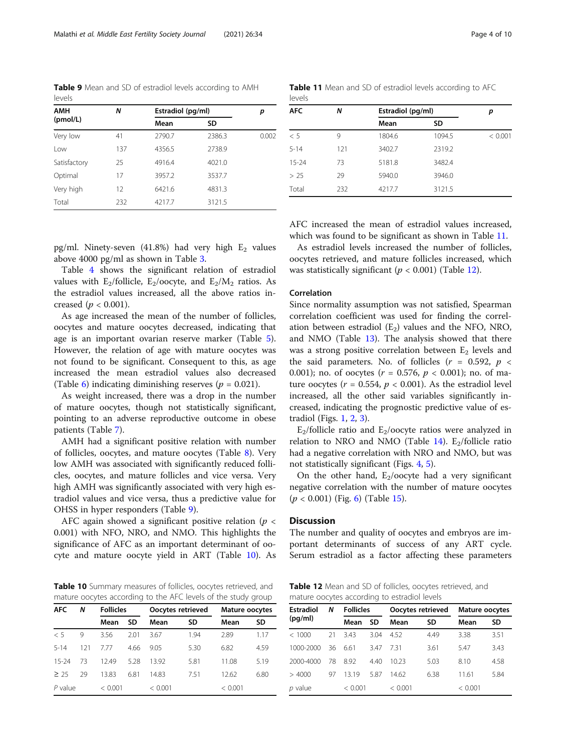**Table 9** Mean and SD of estradiol levels according to AMH levels

| AMH (pmol/L) | N | Estradiol (pg/ml) | | p |
|---|---|---|---|---|
| | | Mean | SD | |
| Very low | 41 | 2790.7 | 2386.3 | 0.002 |
| Low | 137 | 4356.5 | 2738.9 | |
| Satisfactory | 25 | 4916.4 | 4021.0 | |
| Optimal | 17 | 3957.2 | 3537.7 | |
| Very high | 12 | 6421.6 | 4831.3 | |
| Total | 232 | 4217.7 | 3121.5 | |

pg/ml. Ninety-seven (41.8%) had very high $E_2$ values above 4000 pg/ml as shown in Table 3.

Table 4 shows the significant relation of estradiol values with $E_2$/follicle, $E_2$/oocyte, and $E_2/M_2$ ratios. As the estradiol values increased, all the above ratios increased ($p < 0.001$).

As age increased the mean of the number of follicles, oocytes and mature oocytes decreased, indicating that age is an important ovarian reserve marker (Table 5). However, the relation of age with mature oocytes was not found to be significant. Consequent to this, as age increased the mean estradiol values also decreased (Table 6) indicating diminishing reserves ($p = 0.021$).

As weight increased, there was a drop in the number of mature oocytes, though not statistically significant, pointing to an adverse reproductive outcome in obese patients (Table 7).

AMH had a significant positive relation with number of follicles, oocytes, and mature oocytes (Table 8). Very low AMH was associated with significantly reduced follicles, oocytes, and mature follicles and vice versa. Very high AMH was significantly associated with very high estradiol values and vice versa, thus a predictive value for OHSS in hyper responders (Table 9).

AFC again showed a significant positive relation ($p < 0.001$) with NFO, NRO, and NMO. This highlights the significance of AFC as an important determinant of oocyte and mature oocyte yield in ART (Table 10). As AFC increased the mean of estradiol values increased, which was found to be significant as shown in Table 11.

**Table 10** Summary measures of follicles, oocytes retrieved, and mature oocytes according to the AFC levels of the study group

| AFC | N | Follicles | | Oocytes retrieved | | Mature oocytes | |
|---|---|---|---|---|---|---|---|
| | | Mean | SD | Mean | SD | Mean | SD |
| < 5 | 9 | 3.56 | 2.01 | 3.67 | 1.94 | 2.89 | 1.17 |
| 5-14 | 121 | 7.77 | 4.66 | 9.05 | 5.30 | 6.82 | 4.59 |
| 15-24 | 73 | 12.49 | 5.28 | 13.92 | 5.81 | 11.08 | 5.19 |
| ≥ 25 | 29 | 13.83 | 6.81 | 14.83 | 7.51 | 12.62 | 6.80 |
| *P* value | | < 0.001 | | < 0.001 | | < 0.001 | |

**Table 11** Mean and SD of estradiol levels according to AFC levels

| AFC | N | Estradiol (pg/ml) | | p |
|---|---|---|---|---|
| | | Mean | SD | |
| < 5 | 9 | 1804.6 | 1094.5 | < 0.001 |
| 5-14 | 121 | 3402.7 | 2319.2 | |
| 15-24 | 73 | 5181.8 | 3482.4 | |
| > 25 | 29 | 5940.0 | 3946.0 | |
| Total | 232 | 4217.7 | 3121.5 | |

As estradiol levels increased the number of follicles, oocytes retrieved, and mature follicles increased, which was statistically significant ($p < 0.001$) (Table 12).

## Correlation

Since normality assumption was not satisfied, Spearman correlation coefficient was used for finding the correlation between estradiol ($E_2$) values and the NFO, NRO, and NMO (Table 13). The analysis showed that there was a strong positive correlation between $E_2$ levels and the said parameters. No. of follicles ($r = 0.592$, $p < 0.001$); no. of oocytes ($r = 0.576$, $p < 0.001$); no. of mature oocytes ($r = 0.554$, $p < 0.001$). As the estradiol level increased, all the other said variables significantly increased, indicating the prognostic predictive value of estradiol (Figs. 1, 2, 3).

$E_2$/follicle ratio and $E_2$/oocyte ratios were analyzed in relation to NRO and NMO (Table 14). $E_2$/follicle ratio had a negative correlation with NRO and NMO, but was not statistically significant (Figs. 4, 5).

On the other hand, $E_2$/oocyte had a very significant negative correlation with the number of mature oocytes ($p < 0.001$) (Fig. 6) (Table 15).

## Discussion

The number and quality of oocytes and embryos are important determinants of success of any ART cycle. Serum estradiol as a factor affecting these parameters

**Table 12** Mean and SD of follicles, oocytes retrieved, and mature oocytes according to estradiol levels

| Estradiol (pg/ml) | N | Follicles | | Oocytes retrieved | | Mature oocytes | |
|---|---|---|---|---|---|---|---|
| | | Mean | SD | Mean | SD | Mean | SD |
| < 1000 | 21 | 3.43 | 3.04 | 4.52 | 4.49 | 3.38 | 3.51 |
| 1000-2000 | 36 | 6.61 | 3.47 | 7.31 | 3.61 | 5.47 | 3.43 |
| 2000-4000 | 78 | 8.92 | 4.40 | 10.23 | 5.03 | 8.10 | 4.58 |
| > 4000 | 97 | 13.19 | 5.87 | 14.62 | 6.38 | 11.61 | 5.84 |
| *p* value | | < 0.001 | | < 0.001 | | < 0.001 | |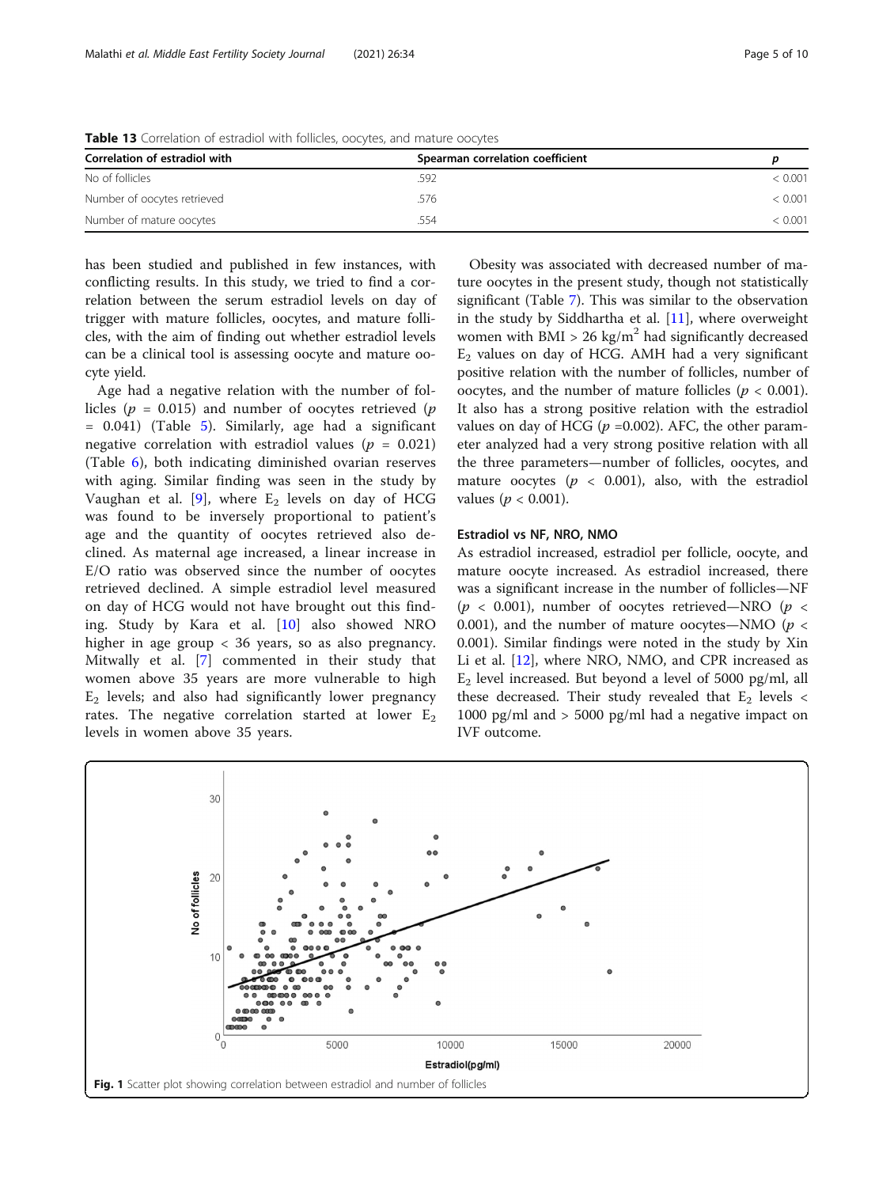**Table 13** Correlation of estradiol with follicles, oocytes, and mature oocytes

| Correlation of estradiol with | Spearman correlation coefficient | p |
|---|---|---|
| No of follicles | .592 | < 0.001 |
| Number of oocytes retrieved | .576 | < 0.001 |
| Number of mature oocytes | .554 | < 0.001 |

has been studied and published in few instances, with conflicting results. In this study, we tried to find a correlation between the serum estradiol levels on day of trigger with mature follicles, oocytes, and mature follicles, with the aim of finding out whether estradiol levels can be a clinical tool is assessing oocyte and mature oocyte yield.

Age had a negative relation with the number of follicles ($p$ = 0.015) and number of oocytes retrieved ($p$ = 0.041) (Table 5). Similarly, age had a significant negative correlation with estradiol values ($p$ = 0.021) (Table 6), both indicating diminished ovarian reserves with aging. Similar finding was seen in the study by Vaughan et al. [9], where $E_2$ levels on day of HCG was found to be inversely proportional to patient's age and the quantity of oocytes retrieved also declined. As maternal age increased, a linear increase in E/O ratio was observed since the number of oocytes retrieved declined. A simple estradiol level measured on day of HCG would not have brought out this finding. Study by Kara et al. [10] also showed NRO higher in age group < 36 years, so as also pregnancy. Mitwally et al. [7] commented in their study that women above 35 years are more vulnerable to high $E_2$ levels; and also had significantly lower pregnancy rates. The negative correlation started at lower $E_2$ levels in women above 35 years.

Obesity was associated with decreased number of mature oocytes in the present study, though not statistically significant (Table 7). This was similar to the observation in the study by Siddhartha et al. [11], where overweight women with BMI > 26 kg/m$^2$ had significantly decreased $E_2$ values on day of HCG. AMH had a very significant positive relation with the number of follicles, number of oocytes, and the number of mature follicles ($p$ < 0.001). It also has a strong positive relation with the estradiol values on day of HCG ($p$ =0.002). AFC, the other parameter analyzed had a very strong positive relation with all the three parameters—number of follicles, oocytes, and mature oocytes ($p$ < 0.001), also, with the estradiol values ($p$ < 0.001).

### Estradiol vs NF, NRO, NMO

As estradiol increased, estradiol per follicle, oocyte, and mature oocyte increased. As estradiol increased, there was a significant increase in the number of follicles—NF ($p$ < 0.001), number of oocytes retrieved—NRO ($p$ < 0.001), and the number of mature oocytes—NMO ($p$ < 0.001). Similar findings were noted in the study by Xin Li et al. [12], where NRO, NMO, and CPR increased as $E_2$ level increased. But beyond a level of 5000 pg/ml, all these decreased. Their study revealed that $E_2$ levels < 1000 pg/ml and > 5000 pg/ml had a negative impact on IVF outcome.

**Fig. 1** Scatter plot showing correlation between estradiol and number of follicles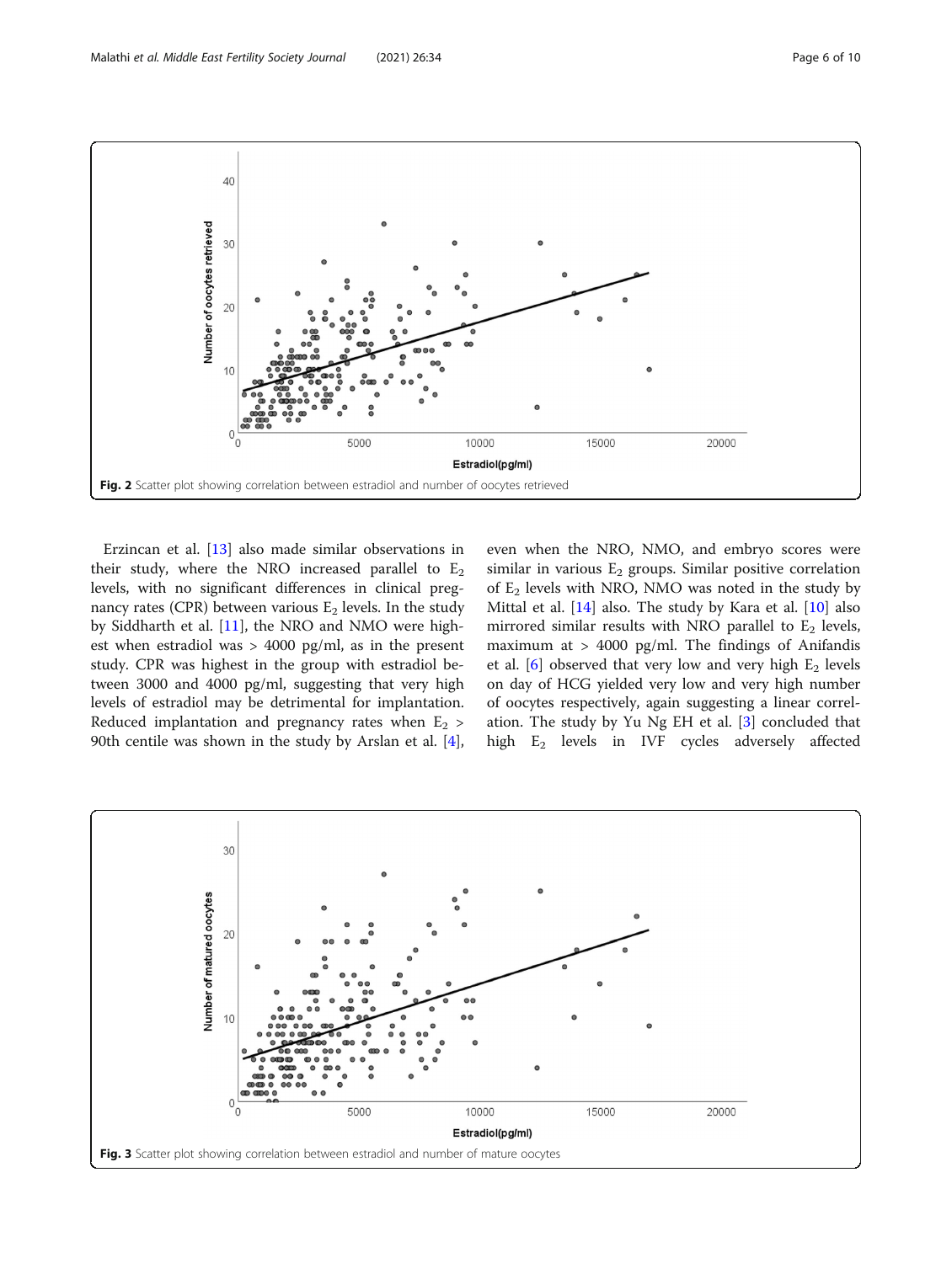Fig. 2 Scatter plot showing correlation between estradiol and number of oocytes retrieved

Erzincan et al. [13] also made similar observations in their study, where the NRO increased parallel to $E_2$ levels, with no significant differences in clinical pregnancy rates (CPR) between various $E_2$ levels. In the study by Siddharth et al. [11], the NRO and NMO were highest when estradiol was > 4000 pg/ml, as in the present study. CPR was highest in the group with estradiol between 3000 and 4000 pg/ml, suggesting that very high levels of estradiol may be detrimental for implantation. Reduced implantation and pregnancy rates when $E_2$ > 90th centile was shown in the study by Arslan et al. [4], even when the NRO, NMO, and embryo scores were similar in various $E_2$ groups. Similar positive correlation of $E_2$ levels with NRO, NMO was noted in the study by Mittal et al. [14] also. The study by Kara et al. [10] also mirrored similar results with NRO parallel to $E_2$ levels, maximum at > 4000 pg/ml. The findings of Anifandis et al. [6] observed that very low and very high $E_2$ levels on day of HCG yielded very low and very high number of oocytes respectively, again suggesting a linear correlation. The study by Yu Ng EH et al. [3] concluded that high $E_2$ levels in IVF cycles adversely affected

Fig. 3 Scatter plot showing correlation between estradiol and number of mature oocytes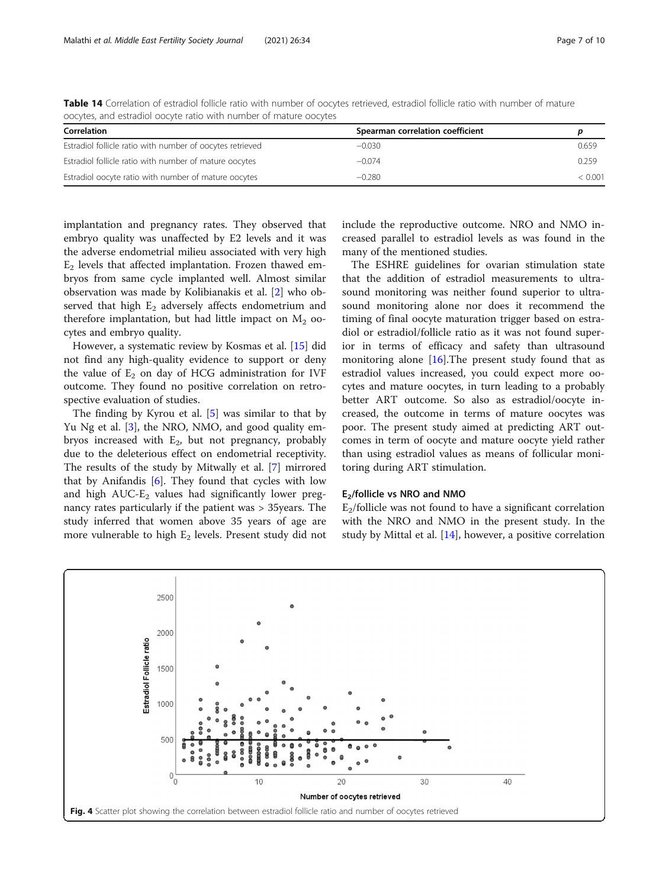**Table 14** Correlation of estradiol follicle ratio with number of oocytes retrieved, estradiol follicle ratio with number of mature oocytes, and estradiol oocyte ratio with number of mature oocytes

| Correlation | Spearman correlation coefficient | p |
|---|---|---|
| Estradiol follicle ratio with number of oocytes retrieved | −0.030 | 0.659 |
| Estradiol follicle ratio with number of mature oocytes | −0.074 | 0.259 |
| Estradiol oocyte ratio with number of mature oocytes | −0.280 | < 0.001 |

implantation and pregnancy rates. They observed that embryo quality was unaffected by E2 levels and it was the adverse endometrial milieu associated with very high $E_2$ levels that affected implantation. Frozen thawed embryos from same cycle implanted well. Almost similar observation was made by Kolibianakis et al. [2] who observed that high $E_2$ adversely affects endometrium and therefore implantation, but had little impact on $M_2$ oocytes and embryo quality.

However, a systematic review by Kosmas et al. [15] did not find any high-quality evidence to support or deny the value of $E_2$ on day of HCG administration for IVF outcome. They found no positive correlation on retrospective evaluation of studies.

The finding by Kyrou et al. [5] was similar to that by Yu Ng et al. [3], the NRO, NMO, and good quality embryos increased with $E_2$, but not pregnancy, probably due to the deleterious effect on endometrial receptivity. The results of the study by Mitwally et al. [7] mirrored that by Anifandis [6]. They found that cycles with low and high AUC-$E_2$ values had significantly lower pregnancy rates particularly if the patient was > 35years. The study inferred that women above 35 years of age are more vulnerable to high $E_2$ levels. Present study did not include the reproductive outcome. NRO and NMO increased parallel to estradiol levels as was found in the many of the mentioned studies.

The ESHRE guidelines for ovarian stimulation state that the addition of estradiol measurements to ultrasound monitoring was neither found superior to ultrasound monitoring alone nor does it recommend the timing of final oocyte maturation trigger based on estradiol or estradiol/follicle ratio as it was not found superior in terms of efficacy and safety than ultrasound monitoring alone [16].The present study found that as estradiol values increased, you could expect more oocytes and mature oocytes, in turn leading to a probably better ART outcome. So also as estradiol/oocyte increased, the outcome in terms of mature oocytes was poor. The present study aimed at predicting ART outcomes in term of oocyte and mature oocyte yield rather than using estradiol values as means of follicular monitoring during ART stimulation.

#### $E_2$/follicle vs NRO and NMO

$E_2$/follicle was not found to have a significant correlation with the NRO and NMO in the present study. In the study by Mittal et al. [14], however, a positive correlation

**Fig. 4** Scatter plot showing the correlation between estradiol follicle ratio and number of oocytes retrieved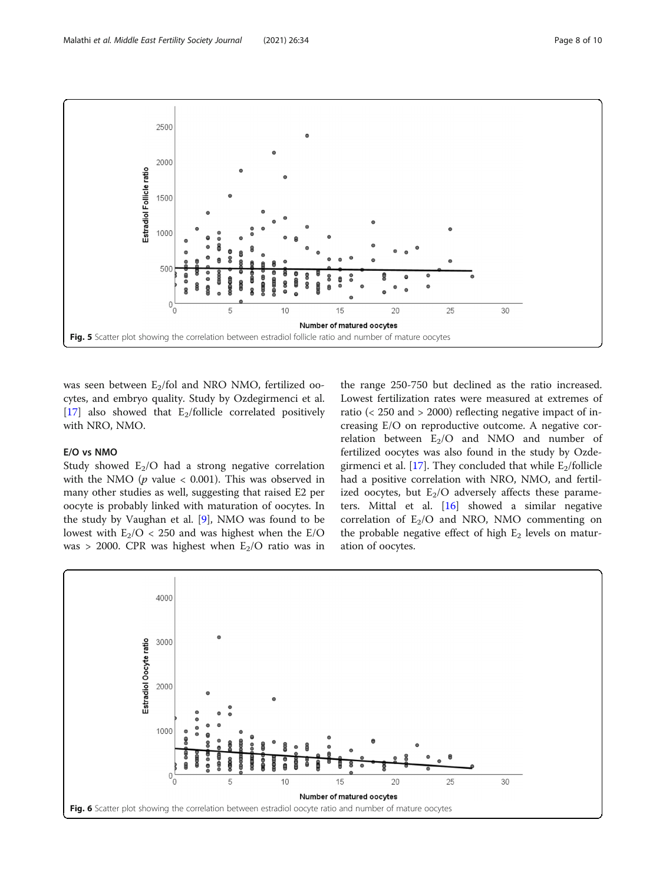Fig. 5 Scatter plot showing the correlation between estradiol follicle ratio and number of mature oocytes

was seen between $E_2$/fol and NRO NMO, fertilized oocytes, and embryo quality. Study by Ozdegirmenci et al. [17] also showed that $E_2$/follicle correlated positively with NRO, NMO.

### E/O vs NMO

Study showed $E_2$/O had a strong negative correlation with the NMO ($p$ value $< 0.001$). This was observed in many other studies as well, suggesting that raised E2 per oocyte is probably linked with maturation of oocytes. In the study by Vaughan et al. [9], NMO was found to be lowest with $E_2$/O < 250 and was highest when the E/O was > 2000. CPR was highest when $E_2$/O ratio was in the range 250-750 but declined as the ratio increased. Lowest fertilization rates were measured at extremes of ratio (< 250 and > 2000) reflecting negative impact of increasing E/O on reproductive outcome. A negative correlation between $E_2$/O and NMO and number of fertilized oocytes was also found in the study by Ozdegirmenci et al. [17]. They concluded that while $E_2$/follicle had a positive correlation with NRO, NMO, and fertilized oocytes, but $E_2$/O adversely affects these parameters. Mittal et al. [16] showed a similar negative correlation of $E_2$/O and NRO, NMO commenting on the probable negative effect of high $E_2$ levels on maturation of oocytes.

Fig. 6 Scatter plot showing the correlation between estradiol oocyte ratio and number of mature oocytes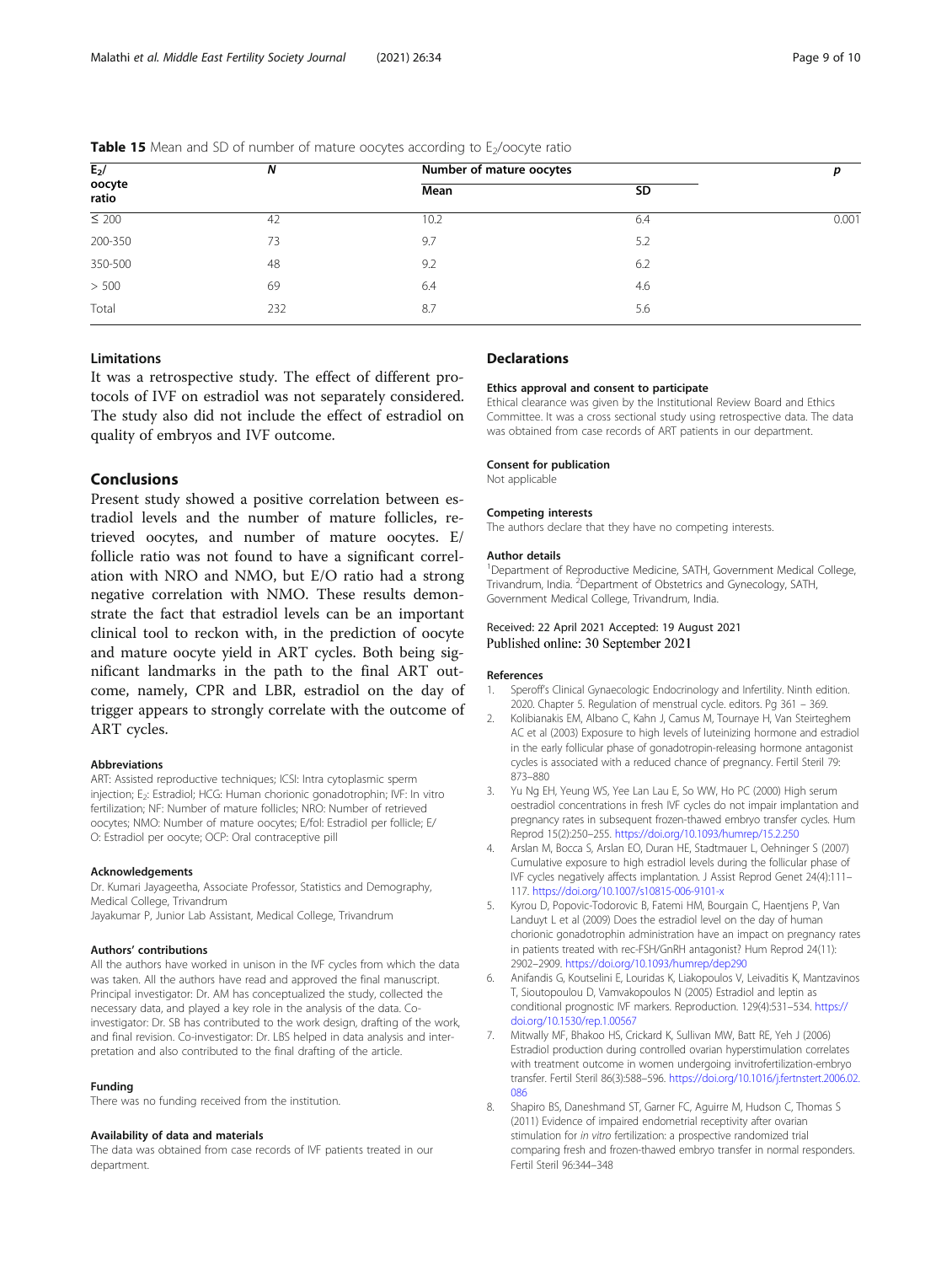**Table 15** Mean and SD of number of mature oocytes according to $E_2$/oocyte ratio

| $E_2$/ oocyte ratio | N | Number of mature oocytes | | p |
|---|---|---|---|---|
| | | Mean | SD | |
| ≤ 200 | 42 | 10.2 | 6.4 | 0.001 |
| 200-350 | 73 | 9.7 | 5.2 | |
| 350-500 | 48 | 9.2 | 6.2 | |
| > 500 | 69 | 6.4 | 4.6 | |
| Total | 232 | 8.7 | 5.6 | |

## Limitations

It was a retrospective study. The effect of different protocols of IVF on estradiol was not separately considered. The study also did not include the effect of estradiol on quality of embryos and IVF outcome.

## Conclusions

Present study showed a positive correlation between estradiol levels and the number of mature follicles, retrieved oocytes, and number of mature oocytes. E/follicle ratio was not found to have a significant correlation with NRO and NMO, but E/O ratio had a strong negative correlation with NMO. These results demonstrate the fact that estradiol levels can be an important clinical tool to reckon with, in the prediction of oocyte and mature oocyte yield in ART cycles. Both being significant landmarks in the path to the final ART outcome, namely, CPR and LBR, estradiol on the day of trigger appears to strongly correlate with the outcome of ART cycles.

#### Abbreviations

ART: Assisted reproductive techniques; ICSI: Intra cytoplasmic sperm injection; $E_2$: Estradiol; HCG: Human chorionic gonadotrophin; IVF: In vitro fertilization; NF: Number of mature follicles; NRO: Number of retrieved oocytes; NMO: Number of mature oocytes; E/fol: Estradiol per follicle; E/O: Estradiol per oocyte; OCP: Oral contraceptive pill

#### Acknowledgements

Dr. Kumari Jayageetha, Associate Professor, Statistics and Demography, Medical College, Trivandrum
Jayakumar P, Junior Lab Assistant, Medical College, Trivandrum

#### Authors' contributions

All the authors have worked in unison in the IVF cycles from which the data was taken. All the authors have read and approved the final manuscript. Principal investigator: Dr. AM has conceptualized the study, collected the necessary data, and played a key role in the analysis of the data. Co-investigator: Dr. SB has contributed to the work design, drafting of the work, and final revision. Co-investigator: Dr. LBS helped in data analysis and interpretation and also contributed to the final drafting of the article.

#### Funding

There was no funding received from the institution.

#### Availability of data and materials

The data was obtained from case records of IVF patients treated in our department.

## Declarations

#### Ethics approval and consent to participate

Ethical clearance was given by the Institutional Review Board and Ethics Committee. It was a cross sectional study using retrospective data. The data was obtained from case records of ART patients in our department.

#### Consent for publication

Not applicable

#### Competing interests

The authors declare that they have no competing interests.

#### Author details

[1]Department of Reproductive Medicine, SATH, Government Medical College, Trivandrum, India. [2]Department of Obstetrics and Gynecology, SATH, Government Medical College, Trivandrum, India.

Received: 22 April 2021 Accepted: 19 August 2021
Published online: 30 September 2021

#### References

1. Speroff's Clinical Gynaecologic Endocrinology and Infertility. Ninth edition. 2020. Chapter 5. Regulation of menstrual cycle. editors. Pg 361 – 369.
2. Kolibianakis EM, Albano C, Kahn J, Camus M, Tournaye H, Van Steirteghem AC et al (2003) Exposure to high levels of luteinizing hormone and estradiol in the early follicular phase of gonadotropin-releasing hormone antagonist cycles is associated with a reduced chance of pregnancy. Fertil Steril 79: 873–880
3. Yu Ng EH, Yeung WS, Yee Lan Lau E, So WW, Ho PC (2000) High serum oestradiol concentrations in fresh IVF cycles do not impair implantation and pregnancy rates in subsequent frozen-thawed embryo transfer cycles. Hum Reprod 15(2):250–255. https://doi.org/10.1093/humrep/15.2.250
4. Arslan M, Bocca S, Arslan EO, Duran HE, Stadtmauer L, Oehninger S (2007) Cumulative exposure to high estradiol levels during the follicular phase of IVF cycles negatively affects implantation. J Assist Reprod Genet 24(4):111–117. https://doi.org/10.1007/s10815-006-9101-x
5. Kyrou D, Popovic-Todorovic B, Fatemi HM, Bourgain C, Haentjens P, Van Landuyt L et al (2009) Does the estradiol level on the day of human chorionic gonadotrophin administration have an impact on pregnancy rates in patients treated with rec-FSH/GnRH antagonist? Hum Reprod 24(11): 2902–2909. https://doi.org/10.1093/humrep/dep290
6. Anifandis G, Koutselini E, Louridas K, Liakopoulos V, Leivaditis K, Mantzavinos T, Sioutopoulou D, Vamvakopoulos N (2005) Estradiol and leptin as conditional prognostic IVF markers. Reproduction. 129(4):531–534. https://doi.org/10.1530/rep.1.00567
7. Mitwally MF, Bhakoo HS, Crickard K, Sullivan MW, Batt RE, Yeh J (2006) Estradiol production during controlled ovarian hyperstimulation correlates with treatment outcome in women undergoing invitrofertilization-embryo transfer. Fertil Steril 86(3):588–596. https://doi.org/10.1016/j.fertnstert.2006.02.086
8. Shapiro BS, Daneshmand ST, Garner FC, Aguirre M, Hudson C, Thomas S (2011) Evidence of impaired endometrial receptivity after ovarian stimulation for *in vitro* fertilization: a prospective randomized trial comparing fresh and frozen-thawed embryo transfer in normal responders. Fertil Steril 96:344–348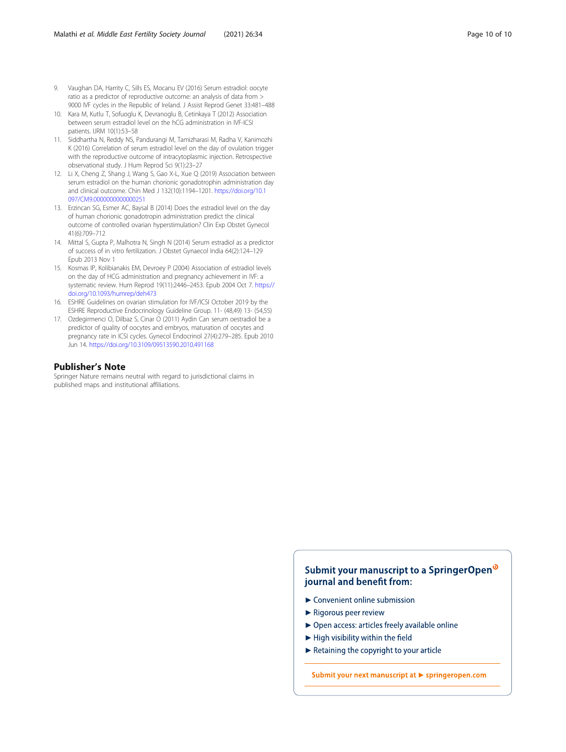9. Vaughan DA, Harrity C, Sills ES, Mocanu EV (2016) Serum estradiol: oocyte ratio as a predictor of reproductive outcome: an analysis of data from > 9000 IVF cycles in the Republic of Ireland. J Assist Reprod Genet 33:481–488
10. Kara M, Kutlu T, Sofuoglu K, Devranoglu B, Cetinkaya T (2012) Association between serum estradiol level on the hCG administration in IVF-ICSI patients. IJRM 10(1):53–58
11. Siddhartha N, Reddy NS, Pandurangi M, Tamizharasi M, Radha V, Kanimozhi K (2016) Correlation of serum estradiol level on the day of ovulation trigger with the reproductive outcome of intracytoplasmic injection. Retrospective observational study. J Hum Reprod Sci 9(1):23–27
12. Li X, Cheng Z, Shang J, Wang S, Gao X-L, Xue Q (2019) Association between serum estradiol on the human chorionic gonadotrophin administration day and clinical outcome. Chin Med J 132(10):1194–1201. https://doi.org/10.1097/CM9.0000000000000251
13. Erzincan SG, Esmer AC, Baysal B (2014) Does the estradiol level on the day of human chorionic gonadotropin administration predict the clinical outcome of controlled ovarian hyperstimulation? Clin Exp Obstet Gynecol 41(6):709–712
14. Mittal S, Gupta P, Malhotra N, Singh N (2014) Serum estradiol as a predictor of success of in vitro fertilization. J Obstet Gynaecol India 64(2):124–129 Epub 2013 Nov 1
15. Kosmas IP, Kolibianakis EM, Devroey P (2004) Association of estradiol levels on the day of HCG administration and pregnancy achievement in IVF: a systematic review. Hum Reprod 19(11):2446–2453. Epub 2004 Oct 7. https://doi.org/10.1093/humrep/deh473
16. ESHRE Guidelines on ovarian stimulation for IVF/ICSI October 2019 by the ESHRE Reproductive Endocrinology Guideline Group. 11- (48,49) 13- (54,55)
17. Ozdegirmenci O, Dilbaz S, Cinar O (2011) Aydin Can serum oestradiol be a predictor of quality of oocytes and embryos, maturation of oocytes and pregnancy rate in ICSI cycles. Gynecol Endocrinol 27(4):279–285. Epub 2010 Jun 14. https://doi.org/10.3109/09513590.2010.491168

## Publisher's Note

Springer Nature remains neutral with regard to jurisdictional claims in published maps and institutional affiliations.

**Submit your manuscript to a SpringerOpen journal and benefit from:**

- ► Convenient online submission
- ► Rigorous peer review
- ► Open access: articles freely available online
- ► High visibility within the field
- ► Retaining the copyright to your article

**Submit your next manuscript at ► springeropen.com**